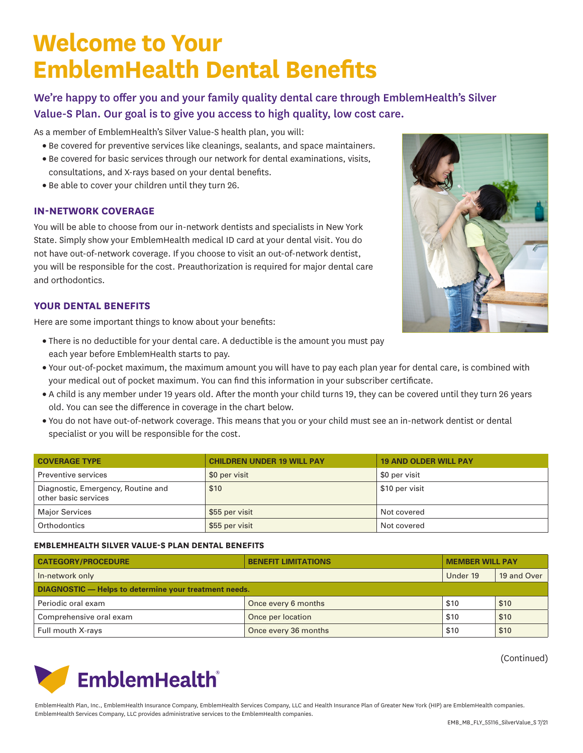# Welcome to Your EmblemHealth Dental Benefits

## We're happy to offer you and your family quality dental care through EmblemHealth's Silver Value-S Plan. Our goal is to give you access to high quality, low cost care.

As a member of EmblemHealth's Silver Value-S health plan, you will:

- Be covered for preventive services like cleanings, sealants, and space maintainers.
- Be covered for basic services through our network for dental examinations, visits, consultations, and X-rays based on your dental benefits.
- Be able to cover your children until they turn 26.

### IN-NETWORK COVERAGE

You will be able to choose from our in-network dentists and specialists in New York State. Simply show your EmblemHealth medical ID card at your dental visit. You do not have out-of-network coverage. If you choose to visit an out-of-network dentist, you will be responsible for the cost. Preauthorization is required for major dental care and orthodontics.

### YOUR DENTAL BENEFITS

Here are some important things to know about your benefits:

- There is no deductible for your dental care. A deductible is the amount you must pay each year before EmblemHealth starts to pay.
- Your out-of-pocket maximum, the maximum amount you will have to pay each plan year for dental care, is combined with your medical out of pocket maximum. You can find this information in your subscriber certificate.
- A child is any member under 19 years old. After the month your child turns 19, they can be covered until they turn 26 years old. You can see the difference in coverage in the chart below.
- You do not have out-of-network coverage. This means that you or your child must see an in-network dentist or dental specialist or you will be responsible for the cost.

| COVERAGE TYPE | CHILDREN UNDER 19 WILL PAY | 19 AND OLDER WILL PAY |
|---|---|---|
| Preventive services | $0 per visit | $0 per visit |
| Diagnostic, Emergency, Routine and other basic services | $10 | $10 per visit |
| Major Services | $55 per visit | Not covered |
| Orthodontics | $55 per visit | Not covered |

**EMBLEMHEALTH SILVER VALUE-S PLAN DENTAL BENEFITS**

| CATEGORY/PROCEDURE | BENEFIT LIMITATIONS | MEMBER WILL PAY | |
|---|---|---|---|
| In-network only | | Under 19 | 19 and Over |
| **DIAGNOSTIC — Helps to determine your treatment needs.** | | | |
| Periodic oral exam | Once every 6 months | $10 | $10 |
| Comprehensive oral exam | Once per location | $10 | $10 |
| Full mouth X-rays | Once every 36 months | $10 | $10 |

(Continued)

EmblemHealth

EmblemHealth Plan, Inc., EmblemHealth Insurance Company, EmblemHealth Services Company, LLC and Health Insurance Plan of Greater New York (HIP) are EmblemHealth companies. EmblemHealth Services Company, LLC provides administrative services to the EmblemHealth companies.

EMB_MB_FLY_55116_SilverValue_S 7/21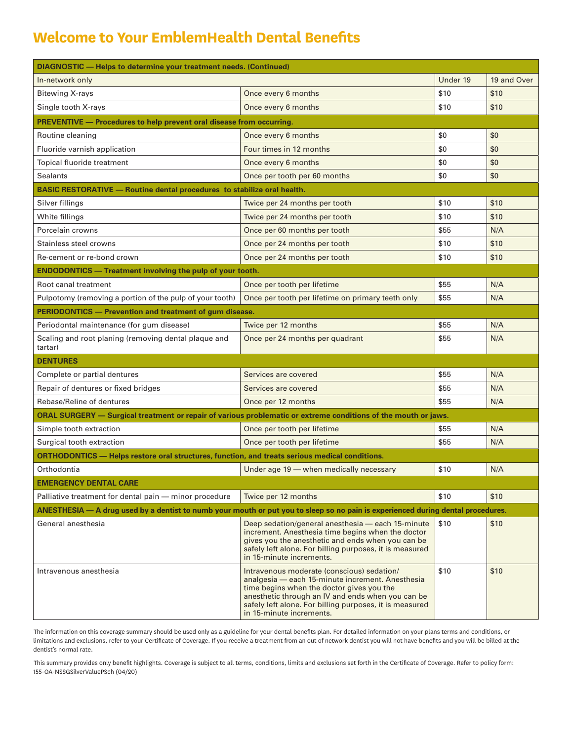# Welcome to Your EmblemHealth Dental Benefits

| **DIAGNOSTIC — Helps to determine your treatment needs. (Continued)** | | | |
|---|---|---|---|
| In-network only | | Under 19 | 19 and Over |
| Bitewing X-rays | Once every 6 months | $10 | $10 |
| Single tooth X-rays | Once every 6 months | $10 | $10 |
| **PREVENTIVE — Procedures to help prevent oral disease from occurring.** | | | |
| Routine cleaning | Once every 6 months | $0 | $0 |
| Fluoride varnish application | Four times in 12 months | $0 | $0 |
| Topical fluoride treatment | Once every 6 months | $0 | $0 |
| Sealants | Once per tooth per 60 months | $0 | $0 |
| **BASIC RESTORATIVE — Routine dental procedures to stabilize oral health.** | | | |
| Silver fillings | Twice per 24 months per tooth | $10 | $10 |
| White fillings | Twice per 24 months per tooth | $10 | $10 |
| Porcelain crowns | Once per 60 months per tooth | $55 | N/A |
| Stainless steel crowns | Once per 24 months per tooth | $10 | $10 |
| Re-cement or re-bond crown | Once per 24 months per tooth | $10 | $10 |
| **ENDODONTICS — Treatment involving the pulp of your tooth.** | | | |
| Root canal treatment | Once per tooth per lifetime | $55 | N/A |
| Pulpotomy (removing a portion of the pulp of your tooth) | Once per tooth per lifetime on primary teeth only | $55 | N/A |
| **PERIODONTICS — Prevention and treatment of gum disease.** | | | |
| Periodontal maintenance (for gum disease) | Twice per 12 months | $55 | N/A |
| Scaling and root planing (removing dental plaque and tartar) | Once per 24 months per quadrant | $55 | N/A |
| **DENTURES** | | | |
| Complete or partial dentures | Services are covered | $55 | N/A |
| Repair of dentures or fixed bridges | Services are covered | $55 | N/A |
| Rebase/Reline of dentures | Once per 12 months | $55 | N/A |
| **ORAL SURGERY — Surgical treatment or repair of various problematic or extreme conditions of the mouth or jaws.** | | | |
| Simple tooth extraction | Once per tooth per lifetime | $55 | N/A |
| Surgical tooth extraction | Once per tooth per lifetime | $55 | N/A |
| **ORTHODONTICS — Helps restore oral structures, function, and treats serious medical conditions.** | | | |
| Orthodontia | Under age 19 — when medically necessary | $10 | N/A |
| **EMERGENCY DENTAL CARE** | | | |
| Palliative treatment for dental pain — minor procedure | Twice per 12 months | $10 | $10 |
| **ANESTHESIA — A drug used by a dentist to numb your mouth or put you to sleep so no pain is experienced during dental procedures.** | | | |
| General anesthesia | Deep sedation/general anesthesia — each 15-minute increment. Anesthesia time begins when the doctor gives you the anesthetic and ends when you can be safely left alone. For billing purposes, it is measured in 15-minute increments. | $10 | $10 |
| Intravenous anesthesia | Intravenous moderate (conscious) sedation/analgesia — each 15-minute increment. Anesthesia time begins when the doctor gives you the anesthetic through an IV and ends when you can be safely left alone. For billing purposes, it is measured in 15-minute increments. | $10 | $10 |

The information on this coverage summary should be used only as a guideline for your dental benefits plan. For detailed information on your plans terms and conditions, or limitations and exclusions, refer to your Certificate of Coverage. If you receive a treatment from an out of network dentist you will not have benefits and you will be billed at the dentist's normal rate.

This summary provides only benefit highlights. Coverage is subject to all terms, conditions, limits and exclusions set forth in the Certificate of Coverage. Refer to policy form: 155-OA-NSSGSilverValuePSch (04/20)